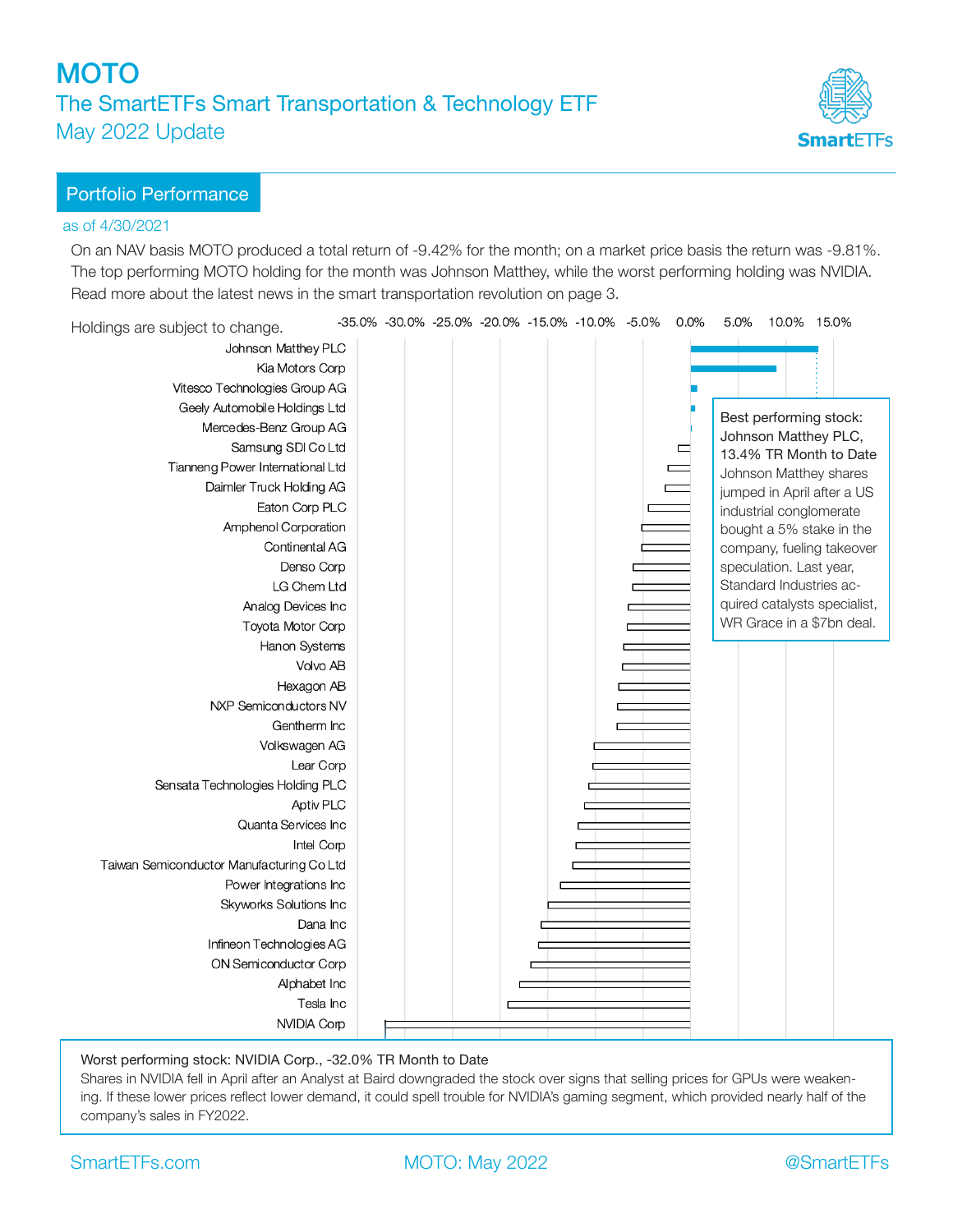# MOTO

## The SmartETFs Smart Transportation & Technology ETF

May 2022 Update

SmartETFs

## Portfolio Performance

as of 4/30/2021

On an NAV basis MOTO produced a total return of -9.42% for the month; on a market price basis the return was -9.81%. The top performing MOTO holding for the month was Johnson Matthey, while the worst performing holding was NVIDIA. Read more about the latest news in the smart transportation revolution on page 3.

Holdings are subject to change.

-35.0% -30.0% -25.0% -20.0% -15.0% -10.0% -5.0% 0.0% 5.0% 10.0% 15.0%

Johnson Matthey PLC
Kia Motors Corp
Vitesco Technologies Group AG
Geely Automobile Holdings Ltd
Mercedes-Benz Group AG
Samsung SDI Co Ltd
Tianneng Power International Ltd
Daimler Truck Holding AG
Eaton Corp PLC
Amphenol Corporation
Continental AG
Denso Corp
LG Chem Ltd
Analog Devices Inc
Toyota Motor Corp
Hanon Systems
Volvo AB
Hexagon AB
NXP Semiconductors NV
Gentherm Inc
Volkswagen AG
Lear Corp
Sensata Technologies Holding PLC
Aptiv PLC
Quanta Services Inc
Intel Corp
Taiwan Semiconductor Manufacturing Co Ltd
Power Integrations Inc
Skyworks Solutions Inc
Dana Inc
Infineon Technologies AG
ON Semiconductor Corp
Alphabet Inc
Tesla Inc
NVIDIA Corp

**Best performing stock: Johnson Matthey PLC, 13.4% TR Month to Date**

Johnson Matthey shares jumped in April after a US industrial conglomerate bought a 5% stake in the company, fueling takeover speculation. Last year, Standard Industries acquired catalysts specialist, WR Grace in a $7bn deal.

**Worst performing stock: NVIDIA Corp., -32.0% TR Month to Date**

Shares in NVIDIA fell in April after an Analyst at Baird downgraded the stock over signs that selling prices for GPUs were weakening. If these lower prices reflect lower demand, it could spell trouble for NVIDIA's gaming segment, which provided nearly half of the company's sales in FY2022.

SmartETFs.com | MOTO: May 2022 | @SmartETFs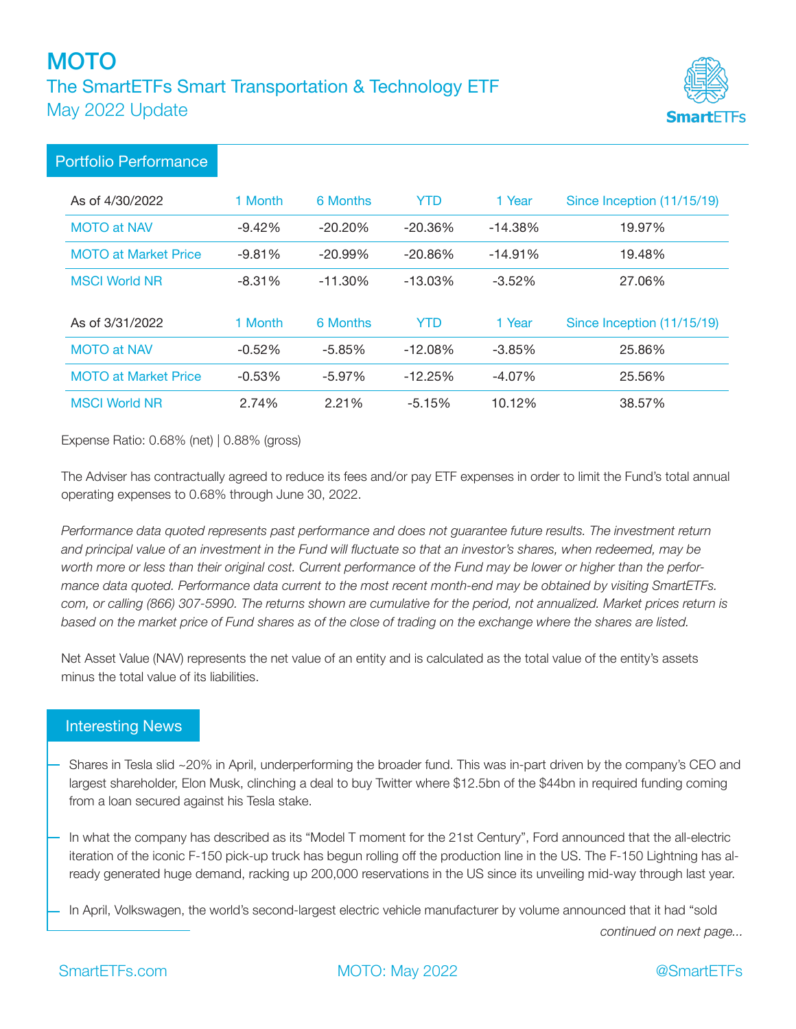# MOTO

## The SmartETFs Smart Transportation & Technology ETF

May 2022 Update

## Portfolio Performance

| As of 4/30/2022 | 1 Month | 6 Months | YTD | 1 Year | Since Inception (11/15/19) |
|---|---|---|---|---|---|
| MOTO at NAV | -9.42% | -20.20% | -20.36% | -14.38% | 19.97% |
| MOTO at Market Price | -9.81% | -20.99% | -20.86% | -14.91% | 19.48% |
| MSCI World NR | -8.31% | -11.30% | -13.03% | -3.52% | 27.06% |

| As of 3/31/2022 | 1 Month | 6 Months | YTD | 1 Year | Since Inception (11/15/19) |
|---|---|---|---|---|---|
| MOTO at NAV | -0.52% | -5.85% | -12.08% | -3.85% | 25.86% |
| MOTO at Market Price | -0.53% | -5.97% | -12.25% | -4.07% | 25.56% |
| MSCI World NR | 2.74% | 2.21% | -5.15% | 10.12% | 38.57% |

Expense Ratio: 0.68% (net) | 0.88% (gross)

The Adviser has contractually agreed to reduce its fees and/or pay ETF expenses in order to limit the Fund's total annual operating expenses to 0.68% through June 30, 2022.

*Performance data quoted represents past performance and does not guarantee future results. The investment return and principal value of an investment in the Fund will fluctuate so that an investor's shares, when redeemed, may be worth more or less than their original cost. Current performance of the Fund may be lower or higher than the performance data quoted. Performance data current to the most recent month-end may be obtained by visiting SmartETFs.com, or calling (866) 307-5990. The returns shown are cumulative for the period, not annualized. Market prices return is based on the market price of Fund shares as of the close of trading on the exchange where the shares are listed.*

Net Asset Value (NAV) represents the net value of an entity and is calculated as the total value of the entity's assets minus the total value of its liabilities.

## Interesting News

- Shares in Tesla slid ~20% in April, underperforming the broader fund. This was in-part driven by the company's CEO and largest shareholder, Elon Musk, clinching a deal to buy Twitter where $12.5bn of the $44bn in required funding coming from a loan secured against his Tesla stake.
- In what the company has described as its "Model T moment for the 21st Century", Ford announced that the all-electric iteration of the iconic F-150 pick-up truck has begun rolling off the production line in the US. The F-150 Lightning has already generated huge demand, racking up 200,000 reservations in the US since its unveiling mid-way through last year.
- In April, Volkswagen, the world's second-largest electric vehicle manufacturer by volume announced that it had "sold

*continued on next page...*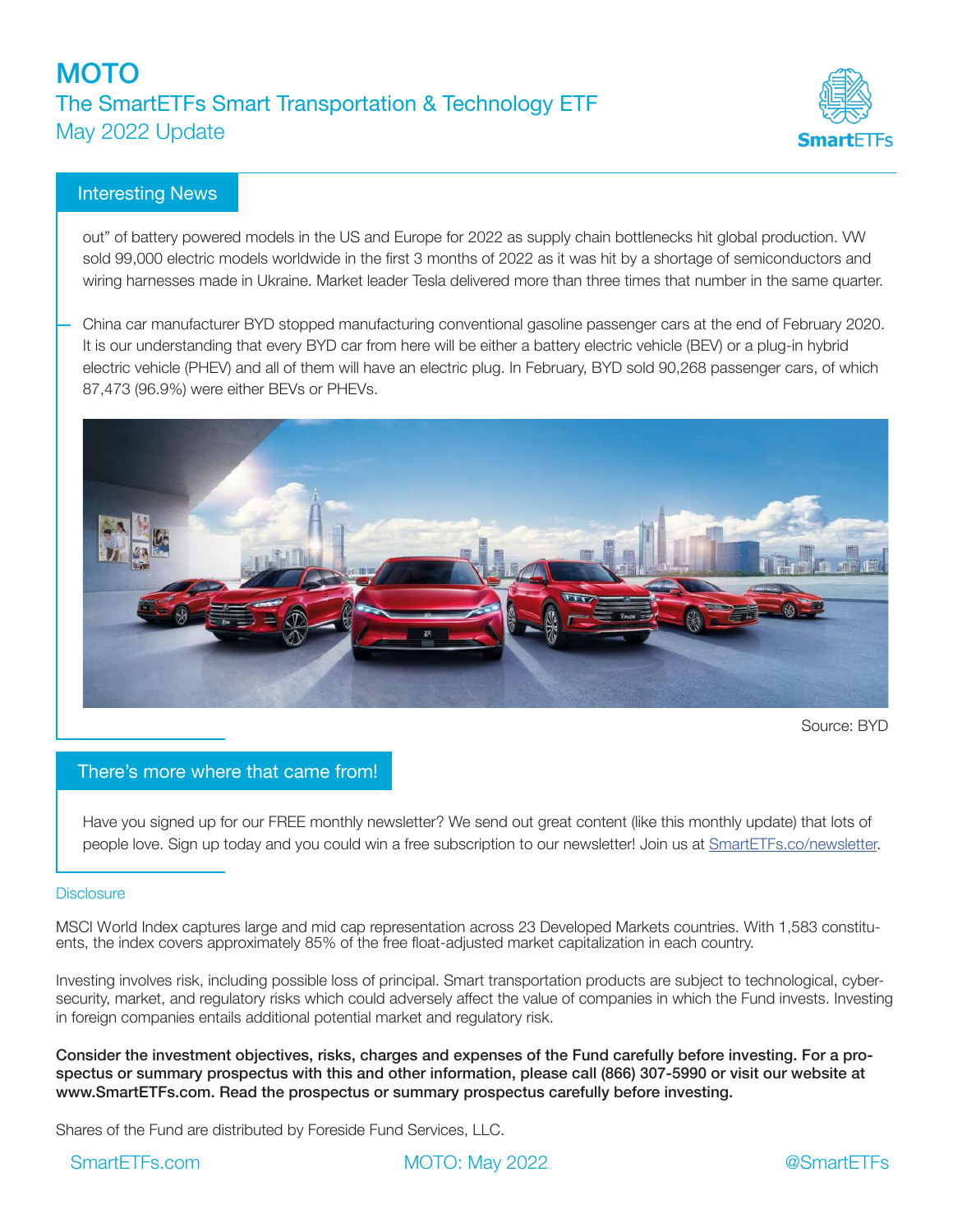# MOTO

## The SmartETFs Smart Transportation & Technology ETF

May 2022 Update

## Interesting News

out" of battery powered models in the US and Europe for 2022 as supply chain bottlenecks hit global production. VW sold 99,000 electric models worldwide in the first 3 months of 2022 as it was hit by a shortage of semiconductors and wiring harnesses made in Ukraine. Market leader Tesla delivered more than three times that number in the same quarter.

China car manufacturer BYD stopped manufacturing conventional gasoline passenger cars at the end of February 2020. It is our understanding that every BYD car from here will be either a battery electric vehicle (BEV) or a plug-in hybrid electric vehicle (PHEV) and all of them will have an electric plug. In February, BYD sold 90,268 passenger cars, of which 87,473 (96.9%) were either BEVs or PHEVs.

Source: BYD

## There's more where that came from!

Have you signed up for our FREE monthly newsletter? We send out great content (like this monthly update) that lots of people love. Sign up today and you could win a free subscription to our newsletter! Join us at SmartETFs.co/newsletter.

### Disclosure

MSCI World Index captures large and mid cap representation across 23 Developed Markets countries. With 1,583 constituents, the index covers approximately 85% of the free float-adjusted market capitalization in each country.

Investing involves risk, including possible loss of principal. Smart transportation products are subject to technological, cybersecurity, market, and regulatory risks which could adversely affect the value of companies in which the Fund invests. Investing in foreign companies entails additional potential market and regulatory risk.

**Consider the investment objectives, risks, charges and expenses of the Fund carefully before investing. For a prospectus or summary prospectus with this and other information, please call (866) 307-5990 or visit our website at www.SmartETFs.com. Read the prospectus or summary prospectus carefully before investing.**

Shares of the Fund are distributed by Foreside Fund Services, LLC.